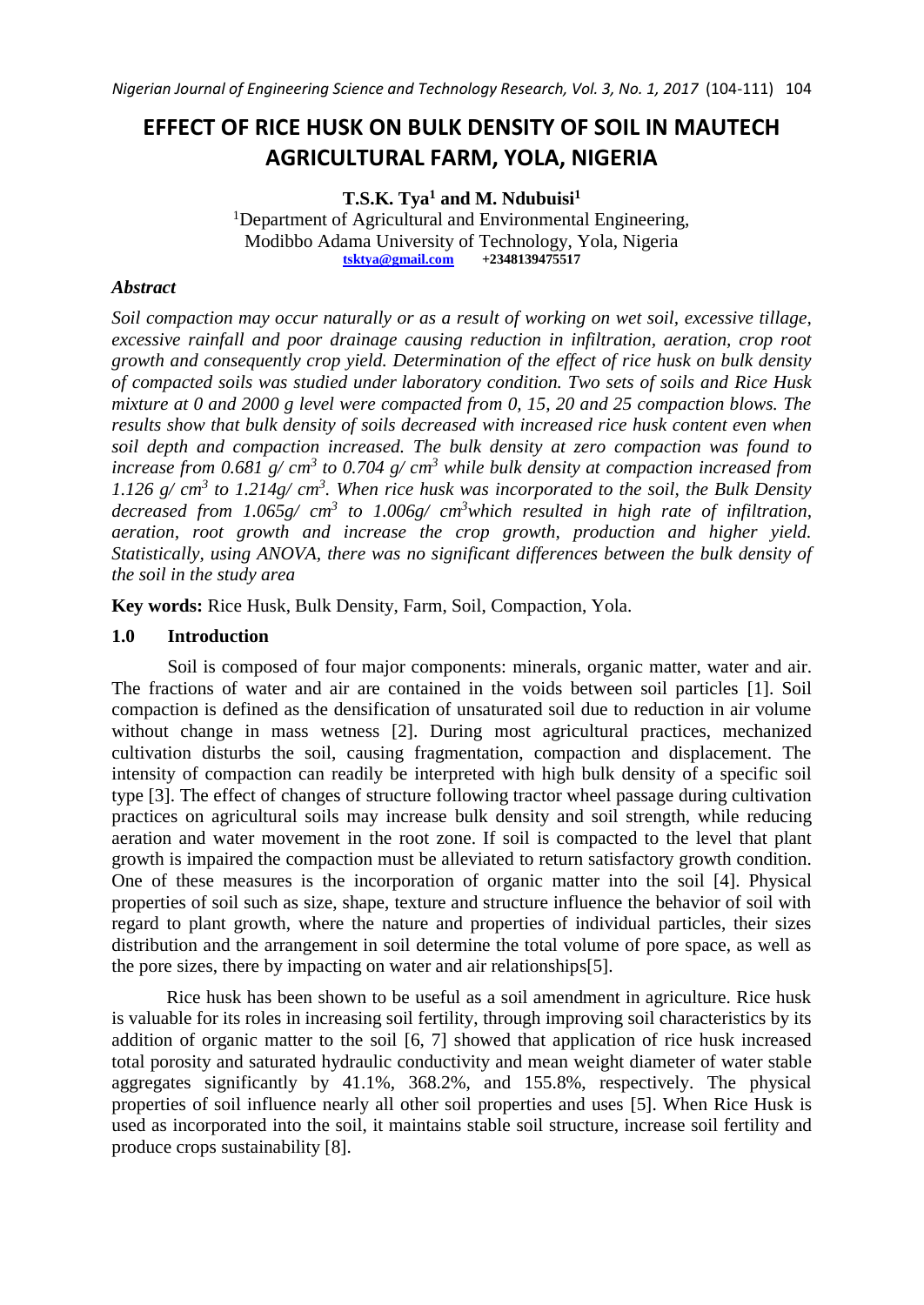# EFFECT OF RICE HUSK ON BULK DENSITY OF SOIL IN MAUTECH AGRICULTURAL FARM, YOLA, NIGERIA

**T.S.K. Tya[1] and M. Ndubuisi[1]**

[1]Department of Agricultural and Environmental Engineering, Modibbo Adama University of Technology, Yola, Nigeria

tsktya@gmail.com +2348139475517

### *Abstract*

*Soil compaction may occur naturally or as a result of working on wet soil, excessive tillage, excessive rainfall and poor drainage causing reduction in infiltration, aeration, crop root growth and consequently crop yield. Determination of the effect of rice husk on bulk density of compacted soils was studied under laboratory condition. Two sets of soils and Rice Husk mixture at 0 and 2000 g level were compacted from 0, 15, 20 and 25 compaction blows. The results show that bulk density of soils decreased with increased rice husk content even when soil depth and compaction increased. The bulk density at zero compaction was found to increase from 0.681 g/ $cm^3$ to 0.704 g/ $cm^3$ while bulk density at compaction increased from 1.126 g/ $cm^3$ to 1.214g/ $cm^3$. When rice husk was incorporated to the soil, the Bulk Density decreased from 1.065g/ $cm^3$ to 1.006g/ $cm^3$which resulted in high rate of infiltration, aeration, root growth and increase the crop growth, production and higher yield. Statistically, using ANOVA, there was no significant differences between the bulk density of the soil in the study area*

**Key words:** Rice Husk, Bulk Density, Farm, Soil, Compaction, Yola.

## 1.0 Introduction

Soil is composed of four major components: minerals, organic matter, water and air. The fractions of water and air are contained in the voids between soil particles [1]. Soil compaction is defined as the densification of unsaturated soil due to reduction in air volume without change in mass wetness [2]. During most agricultural practices, mechanized cultivation disturbs the soil, causing fragmentation, compaction and displacement. The intensity of compaction can readily be interpreted with high bulk density of a specific soil type [3]. The effect of changes of structure following tractor wheel passage during cultivation practices on agricultural soils may increase bulk density and soil strength, while reducing aeration and water movement in the root zone. If soil is compacted to the level that plant growth is impaired the compaction must be alleviated to return satisfactory growth condition. One of these measures is the incorporation of organic matter into the soil [4]. Physical properties of soil such as size, shape, texture and structure influence the behavior of soil with regard to plant growth, where the nature and properties of individual particles, their sizes distribution and the arrangement in soil determine the total volume of pore space, as well as the pore sizes, there by impacting on water and air relationships[5].

Rice husk has been shown to be useful as a soil amendment in agriculture. Rice husk is valuable for its roles in increasing soil fertility, through improving soil characteristics by its addition of organic matter to the soil [6, 7] showed that application of rice husk increased total porosity and saturated hydraulic conductivity and mean weight diameter of water stable aggregates significantly by 41.1%, 368.2%, and 155.8%, respectively. The physical properties of soil influence nearly all other soil properties and uses [5]. When Rice Husk is used as incorporated into the soil, it maintains stable soil structure, increase soil fertility and produce crops sustainability [8].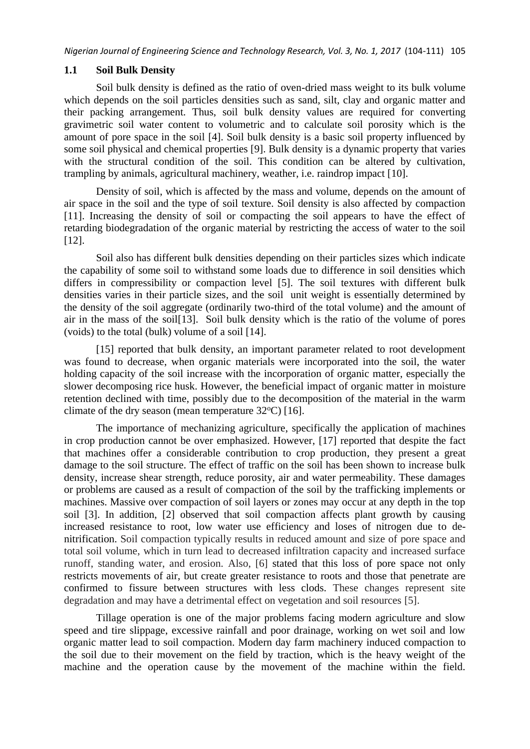### 1.1 Soil Bulk Density

Soil bulk density is defined as the ratio of oven-dried mass weight to its bulk volume which depends on the soil particles densities such as sand, silt, clay and organic matter and their packing arrangement. Thus, soil bulk density values are required for converting gravimetric soil water content to volumetric and to calculate soil porosity which is the amount of pore space in the soil [4]. Soil bulk density is a basic soil property influenced by some soil physical and chemical properties [9]. Bulk density is a dynamic property that varies with the structural condition of the soil. This condition can be altered by cultivation, trampling by animals, agricultural machinery, weather, i.e. raindrop impact [10].

Density of soil, which is affected by the mass and volume, depends on the amount of air space in the soil and the type of soil texture. Soil density is also affected by compaction [11]. Increasing the density of soil or compacting the soil appears to have the effect of retarding biodegradation of the organic material by restricting the access of water to the soil [12].

Soil also has different bulk densities depending on their particles sizes which indicate the capability of some soil to withstand some loads due to difference in soil densities which differs in compressibility or compaction level [5]. The soil textures with different bulk densities varies in their particle sizes, and the soil unit weight is essentially determined by the density of the soil aggregate (ordinarily two-third of the total volume) and the amount of air in the mass of the soil[13]. Soil bulk density which is the ratio of the volume of pores (voids) to the total (bulk) volume of a soil [14].

[15] reported that bulk density, an important parameter related to root development was found to decrease, when organic materials were incorporated into the soil, the water holding capacity of the soil increase with the incorporation of organic matter, especially the slower decomposing rice husk. However, the beneficial impact of organic matter in moisture retention declined with time, possibly due to the decomposition of the material in the warm climate of the dry season (mean temperature 32$^{o}$C) [16].

The importance of mechanizing agriculture, specifically the application of machines in crop production cannot be over emphasized. However, [17] reported that despite the fact that machines offer a considerable contribution to crop production, they present a great damage to the soil structure. The effect of traffic on the soil has been shown to increase bulk density, increase shear strength, reduce porosity, air and water permeability. These damages or problems are caused as a result of compaction of the soil by the trafficking implements or machines. Massive over compaction of soil layers or zones may occur at any depth in the top soil [3]. In addition, [2] observed that soil compaction affects plant growth by causing increased resistance to root, low water use efficiency and loses of nitrogen due to de-nitrification. Soil compaction typically results in reduced amount and size of pore space and total soil volume, which in turn lead to decreased infiltration capacity and increased surface runoff, standing water, and erosion. Also, [6] stated that this loss of pore space not only restricts movements of air, but create greater resistance to roots and those that penetrate are confirmed to fissure between structures with less clods. These changes represent site degradation and may have a detrimental effect on vegetation and soil resources [5].

Tillage operation is one of the major problems facing modern agriculture and slow speed and tire slippage, excessive rainfall and poor drainage, working on wet soil and low organic matter lead to soil compaction. Modern day farm machinery induced compaction to the soil due to their movement on the field by traction, which is the heavy weight of the machine and the operation cause by the movement of the machine within the field.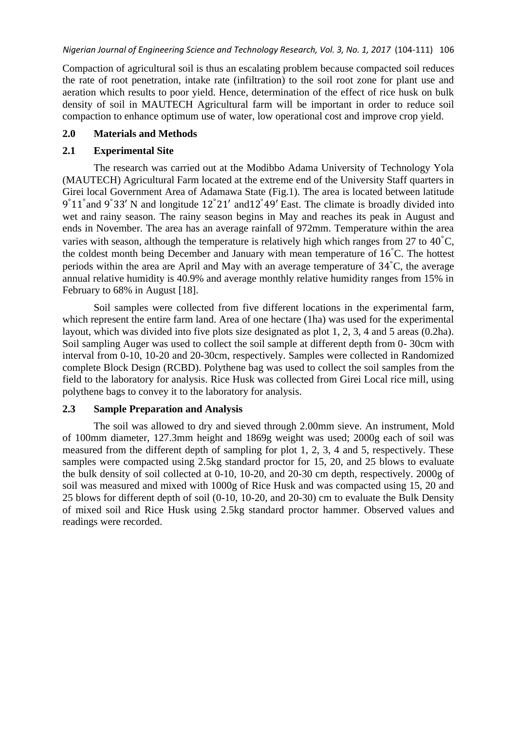Compaction of agricultural soil is thus an escalating problem because compacted soil reduces the rate of root penetration, intake rate (infiltration) to the soil root zone for plant use and aeration which results to poor yield. Hence, determination of the effect of rice husk on bulk density of soil in MAUTECH Agricultural farm will be important in order to reduce soil compaction to enhance optimum use of water, low operational cost and improve crop yield.

## 2.0 Materials and Methods

### 2.1 Experimental Site

The research was carried out at the Modibbo Adama University of Technology Yola (MAUTECH) Agricultural Farm located at the extreme end of the University Staff quarters in Girei local Government Area of Adamawa State (Fig.1). The area is located between latitude $9^{\circ}11^{\circ}$ and $9^{\circ}33'$ N and longitude $12^{\circ}21'$ and$12^{\circ}49'$ East. The climate is broadly divided into wet and rainy season. The rainy season begins in May and reaches its peak in August and ends in November. The area has an average rainfall of 972mm. Temperature within the area varies with season, although the temperature is relatively high which ranges from 27 to $40^{\circ}$C, the coldest month being December and January with mean temperature of $16^{\circ}$C. The hottest periods within the area are April and May with an average temperature of $34^{\circ}$C, the average annual relative humidity is 40.9% and average monthly relative humidity ranges from 15% in February to 68% in August [18].

Soil samples were collected from five different locations in the experimental farm, which represent the entire farm land. Area of one hectare (1ha) was used for the experimental layout, which was divided into five plots size designated as plot 1, 2, 3, 4 and 5 areas (0.2ha). Soil sampling Auger was used to collect the soil sample at different depth from 0- 30cm with interval from 0-10, 10-20 and 20-30cm, respectively. Samples were collected in Randomized complete Block Design (RCBD). Polythene bag was used to collect the soil samples from the field to the laboratory for analysis. Rice Husk was collected from Girei Local rice mill, using polythene bags to convey it to the laboratory for analysis.

### 2.3 Sample Preparation and Analysis

The soil was allowed to dry and sieved through 2.00mm sieve. An instrument, Mold of 100mm diameter, 127.3mm height and 1869g weight was used; 2000g each of soil was measured from the different depth of sampling for plot 1, 2, 3, 4 and 5, respectively. These samples were compacted using 2.5kg standard proctor for 15, 20, and 25 blows to evaluate the bulk density of soil collected at 0-10, 10-20, and 20-30 cm depth, respectively. 2000g of soil was measured and mixed with 1000g of Rice Husk and was compacted using 15, 20 and 25 blows for different depth of soil (0-10, 10-20, and 20-30) cm to evaluate the Bulk Density of mixed soil and Rice Husk using 2.5kg standard proctor hammer. Observed values and readings were recorded.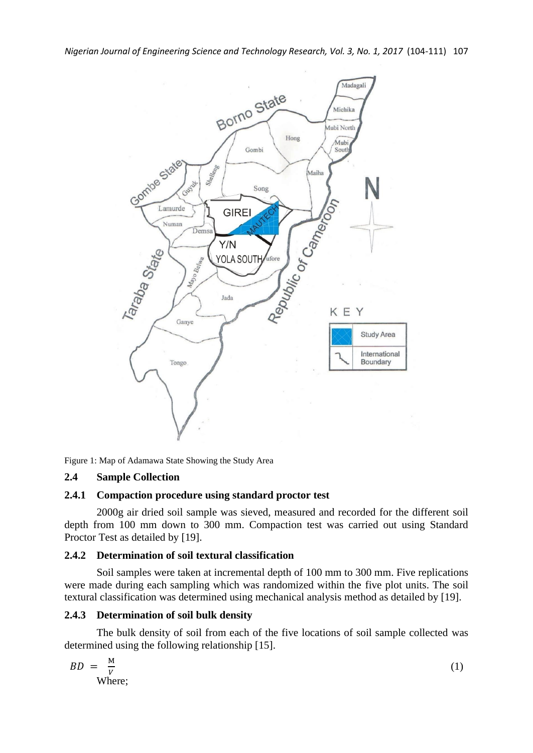Figure 1: Map of Adamawa State Showing the Study Area

## 2.4 Sample Collection

### 2.4.1 Compaction procedure using standard proctor test

2000g air dried soil sample was sieved, measured and recorded for the different soil depth from 100 mm down to 300 mm. Compaction test was carried out using Standard Proctor Test as detailed by [19].

### 2.4.2 Determination of soil textural classification

Soil samples were taken at incremental depth of 100 mm to 300 mm. Five replications were made during each sampling which was randomized within the five plot units. The soil textural classification was determined using mechanical analysis method as detailed by [19].

### 2.4.3 Determination of soil bulk density

The bulk density of soil from each of the five locations of soil sample collected was determined using the following relationship [15].

$$BD = \frac{M}{V} \tag{1}$$

Where;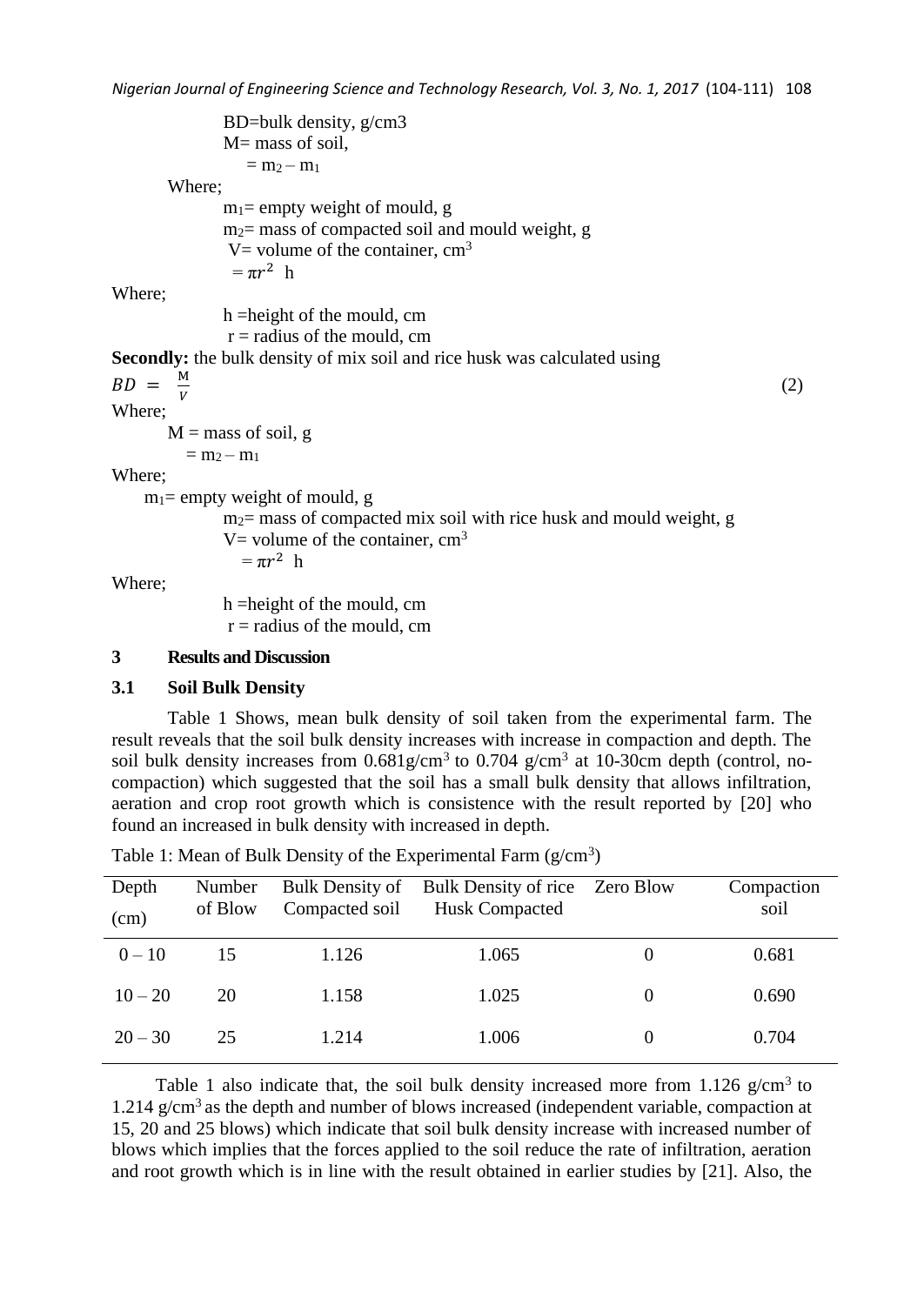BD=bulk density, g/cm3

M= mass of soil,

$= m_2 - m_1$

Where;

$m_1$= empty weight of mould, g

$m_2$= mass of compacted soil and mould weight, g

V= volume of the container, $cm^3$

$= \pi r^2$ h

Where;

h =height of the mould, cm

r = radius of the mould, cm

**Secondly:** the bulk density of mix soil and rice husk was calculated using

$$BD = \frac{M}{V} \tag{2}$$

Where;

M = mass of soil, g

$= m_2 - m_1$

Where;

$m_1$= empty weight of mould, g

$m_2$= mass of compacted mix soil with rice husk and mould weight, g

V= volume of the container, $cm^3$

$= \pi r^2$ h

Where;

h =height of the mould, cm

r = radius of the mould, cm

## 3 Results and Discussion

### 3.1 Soil Bulk Density

Table 1 Shows, mean bulk density of soil taken from the experimental farm. The result reveals that the soil bulk density increases with increase in compaction and depth. The soil bulk density increases from 0.681g/cm$^3$ to 0.704 g/cm$^3$ at 10-30cm depth (control, no-compaction) which suggested that the soil has a small bulk density that allows infiltration, aeration and crop root growth which is consistence with the result reported by [20] who found an increased in bulk density with increased in depth.

Table 1: Mean of Bulk Density of the Experimental Farm (g/cm$^3$)

| Depth (cm) | Number of Blow | Bulk Density of Compacted soil | Bulk Density of rice Husk Compacted | Zero Blow | Compaction soil |
|---|---|---|---|---|---|
| 0 – 10 | 15 | 1.126 | 1.065 | 0 | 0.681 |
| 10 – 20 | 20 | 1.158 | 1.025 | 0 | 0.690 |
| 20 – 30 | 25 | 1.214 | 1.006 | 0 | 0.704 |

Table 1 also indicate that, the soil bulk density increased more from 1.126 g/cm$^3$ to 1.214 g/cm$^3$ as the depth and number of blows increased (independent variable, compaction at 15, 20 and 25 blows) which indicate that soil bulk density increase with increased number of blows which implies that the forces applied to the soil reduce the rate of infiltration, aeration and root growth which is in line with the result obtained in earlier studies by [21]. Also, the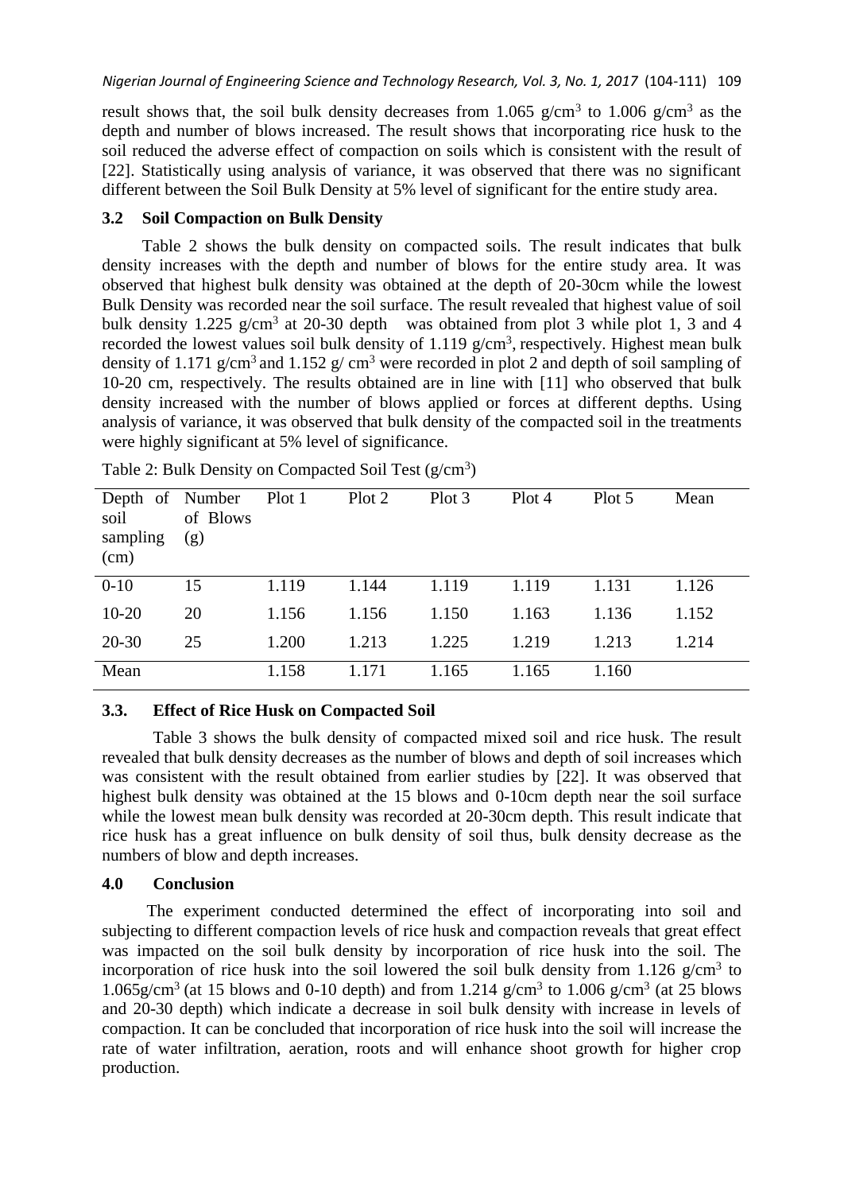result shows that, the soil bulk density decreases from 1.065 g/cm$^3$ to 1.006 g/cm$^3$ as the depth and number of blows increased. The result shows that incorporating rice husk to the soil reduced the adverse effect of compaction on soils which is consistent with the result of [22]. Statistically using analysis of variance, it was observed that there was no significant different between the Soil Bulk Density at 5% level of significant for the entire study area.

### 3.2 Soil Compaction on Bulk Density

Table 2 shows the bulk density on compacted soils. The result indicates that bulk density increases with the depth and number of blows for the entire study area. It was observed that highest bulk density was obtained at the depth of 20-30cm while the lowest Bulk Density was recorded near the soil surface. The result revealed that highest value of soil bulk density 1.225 g/cm$^3$ at 20-30 depth was obtained from plot 3 while plot 1, 3 and 4 recorded the lowest values soil bulk density of 1.119 g/cm$^3$, respectively. Highest mean bulk density of 1.171 g/cm$^3$ and 1.152 g/ cm$^3$ were recorded in plot 2 and depth of soil sampling of 10-20 cm, respectively. The results obtained are in line with [11] who observed that bulk density increased with the number of blows applied or forces at different depths. Using analysis of variance, it was observed that bulk density of the compacted soil in the treatments were highly significant at 5% level of significance.

Table 2: Bulk Density on Compacted Soil Test (g/cm$^3$)

| Depth of soil sampling (cm) | Number of Blows (g) | Plot 1 | Plot 2 | Plot 3 | Plot 4 | Plot 5 | Mean |
|---|---|---|---|---|---|---|---|
| 0-10 | 15 | 1.119 | 1.144 | 1.119 | 1.119 | 1.131 | 1.126 |
| 10-20 | 20 | 1.156 | 1.156 | 1.150 | 1.163 | 1.136 | 1.152 |
| 20-30 | 25 | 1.200 | 1.213 | 1.225 | 1.219 | 1.213 | 1.214 |
| Mean | | 1.158 | 1.171 | 1.165 | 1.165 | 1.160 | |

### 3.3. Effect of Rice Husk on Compacted Soil

Table 3 shows the bulk density of compacted mixed soil and rice husk. The result revealed that bulk density decreases as the number of blows and depth of soil increases which was consistent with the result obtained from earlier studies by [22]. It was observed that highest bulk density was obtained at the 15 blows and 0-10cm depth near the soil surface while the lowest mean bulk density was recorded at 20-30cm depth. This result indicate that rice husk has a great influence on bulk density of soil thus, bulk density decrease as the numbers of blow and depth increases.

## 4.0 Conclusion

The experiment conducted determined the effect of incorporating into soil and subjecting to different compaction levels of rice husk and compaction reveals that great effect was impacted on the soil bulk density by incorporation of rice husk into the soil. The incorporation of rice husk into the soil lowered the soil bulk density from 1.126 g/cm$^3$ to 1.065g/cm$^3$ (at 15 blows and 0-10 depth) and from 1.214 g/cm$^3$ to 1.006 g/cm$^3$ (at 25 blows and 20-30 depth) which indicate a decrease in soil bulk density with increase in levels of compaction. It can be concluded that incorporation of rice husk into the soil will increase the rate of water infiltration, aeration, roots and will enhance shoot growth for higher crop production.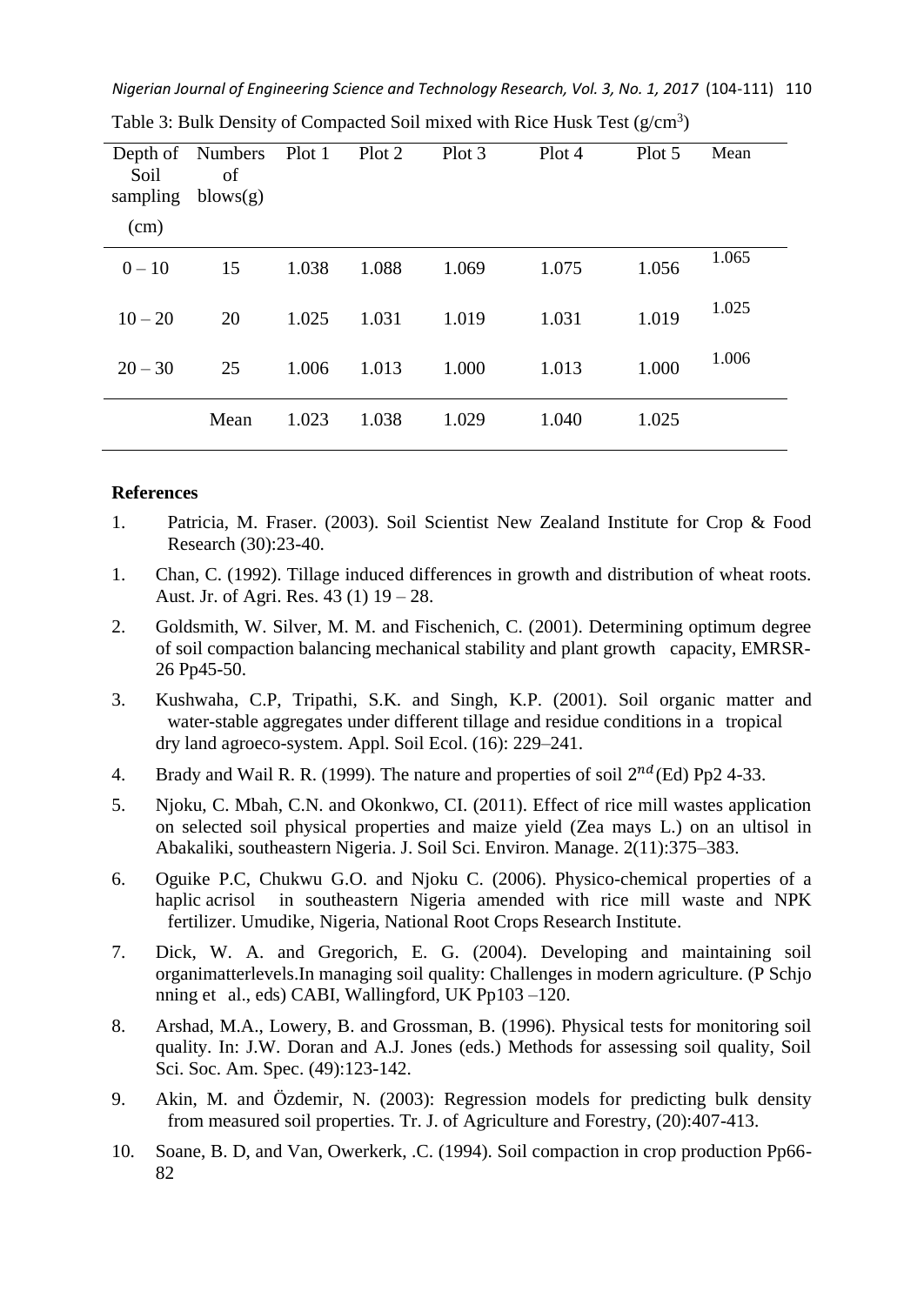Table 3: Bulk Density of Compacted Soil mixed with Rice Husk Test (g/cm$^3$)

| Depth of Soil sampling (cm) | Numbers of blows(g) | Plot 1 | Plot 2 | Plot 3 | Plot 4 | Plot 5 | Mean |
|---|---|---|---|---|---|---|---|
| 0 – 10 | 15 | 1.038 | 1.088 | 1.069 | 1.075 | 1.056 | 1.065 |
| 10 – 20 | 20 | 1.025 | 1.031 | 1.019 | 1.031 | 1.019 | 1.025 |
| 20 – 30 | 25 | 1.006 | 1.013 | 1.000 | 1.013 | 1.000 | 1.006 |
| | Mean | 1.023 | 1.038 | 1.029 | 1.040 | 1.025 | |

## References

1. Patricia, M. Fraser. (2003). Soil Scientist New Zealand Institute for Crop & Food Research (30):23-40.
1. Chan, C. (1992). Tillage induced differences in growth and distribution of wheat roots. Aust. Jr. of Agri. Res. 43 (1) 19 – 28.
2. Goldsmith, W. Silver, M. M. and Fischenich, C. (2001). Determining optimum degree of soil compaction balancing mechanical stability and plant growth capacity, EMRSR-26 Pp45-50.
3. Kushwaha, C.P, Tripathi, S.K. and Singh, K.P. (2001). Soil organic matter and water-stable aggregates under different tillage and residue conditions in a tropical dry land agroeco-system. Appl. Soil Ecol. (16): 229–241.
4. Brady and Wail R. R. (1999). The nature and properties of soil $2^{nd}$(Ed) Pp2 4-33.
5. Njoku, C. Mbah, C.N. and Okonkwo, CI. (2011). Effect of rice mill wastes application on selected soil physical properties and maize yield (Zea mays L.) on an ultisol in Abakaliki, southeastern Nigeria. J. Soil Sci. Environ. Manage. 2(11):375–383.
6. Oguike P.C, Chukwu G.O. and Njoku C. (2006). Physico-chemical properties of a haplic acrisol in southeastern Nigeria amended with rice mill waste and NPK fertilizer. Umudike, Nigeria, National Root Crops Research Institute.
7. Dick, W. A. and Gregorich, E. G. (2004). Developing and maintaining soil organimatterlevels.In managing soil quality: Challenges in modern agriculture. (P Schjo nning et al., eds) CABI, Wallingford, UK Pp103 –120.
8. Arshad, M.A., Lowery, B. and Grossman, B. (1996). Physical tests for monitoring soil quality. In: J.W. Doran and A.J. Jones (eds.) Methods for assessing soil quality, Soil Sci. Soc. Am. Spec. (49):123-142.
9. Akin, M. and Özdemir, N. (2003): Regression models for predicting bulk density from measured soil properties. Tr. J. of Agriculture and Forestry, (20):407-413.
10. Soane, B. D, and Van, Owerkerk, .C. (1994). Soil compaction in crop production Pp66-82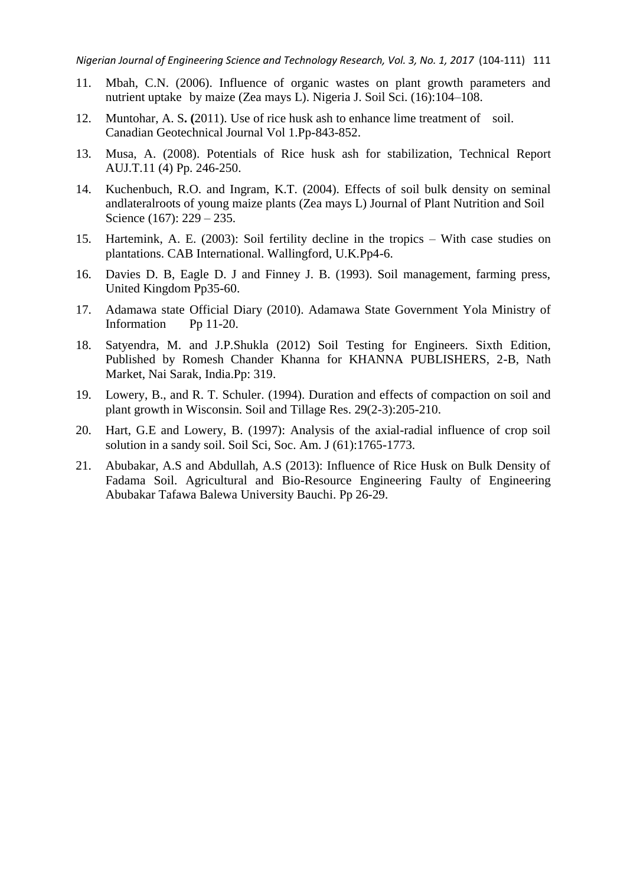11. Mbah, C.N. (2006). Influence of organic wastes on plant growth parameters and nutrient uptake by maize (Zea mays L). Nigeria J. Soil Sci. (16):104–108.

12. Muntohar, A. S**. (**2011). Use of rice husk ash to enhance lime treatment of soil. Canadian Geotechnical Journal Vol 1.Pp-843-852.

13. Musa, A. (2008). Potentials of Rice husk ash for stabilization, Technical Report AUJ.T.11 (4) Pp. 246-250.

14. Kuchenbuch, R.O. and Ingram, K.T. (2004). Effects of soil bulk density on seminal andlateralroots of young maize plants (Zea mays L) Journal of Plant Nutrition and Soil Science (167): 229 – 235.

15. Hartemink, A. E. (2003): Soil fertility decline in the tropics – With case studies on plantations. CAB International. Wallingford, U.K.Pp4-6.

16. Davies D. B, Eagle D. J and Finney J. B. (1993). Soil management, farming press, United Kingdom Pp35-60.

17. Adamawa state Official Diary (2010). Adamawa State Government Yola Ministry of Information Pp 11-20.

18. Satyendra, M. and J.P.Shukla (2012) Soil Testing for Engineers. Sixth Edition, Published by Romesh Chander Khanna for KHANNA PUBLISHERS, 2-B, Nath Market, Nai Sarak, India.Pp: 319.

19. Lowery, B., and R. T. Schuler. (1994). Duration and effects of compaction on soil and plant growth in Wisconsin. Soil and Tillage Res. 29(2-3):205-210.

20. Hart, G.E and Lowery, B. (1997): Analysis of the axial-radial influence of crop soil solution in a sandy soil. Soil Sci, Soc. Am. J (61):1765-1773.

21. Abubakar, A.S and Abdullah, A.S (2013): Influence of Rice Husk on Bulk Density of Fadama Soil. Agricultural and Bio-Resource Engineering Faulty of Engineering Abubakar Tafawa Balewa University Bauchi. Pp 26-29.